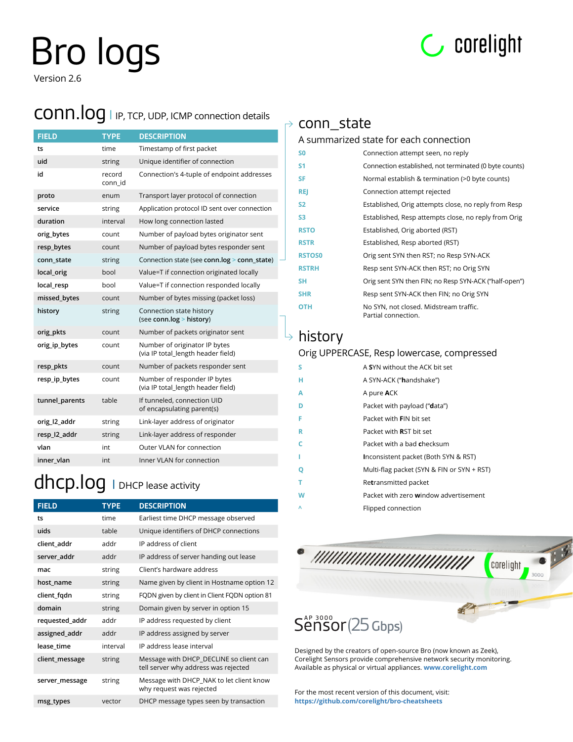# Bro logs

Version 2.6

corelight

## conn.log | IP, TCP, UDP, ICMP connection details

| FIELD | TYPE | DESCRIPTION |
|---|---|---|
| ts | time | Timestamp of first packet |
| uid | string | Unique identifier of connection |
| id | record conn_id | Connection's 4-tuple of endpoint addresses |
| proto | enum | Transport layer protocol of connection |
| service | string | Application protocol ID sent over connection |
| duration | interval | How long connection lasted |
| orig_bytes | count | Number of payload bytes originator sent |
| resp_bytes | count | Number of payload bytes responder sent |
| conn_state | string | Connection state (see **conn.log** > **conn_state**) |
| local_orig | bool | Value=T if connection originated locally |
| local_resp | bool | Value=T if connection responded locally |
| missed_bytes | count | Number of bytes missing (packet loss) |
| history | string | Connection state history (see **conn.log** > **history**) |
| orig_pkts | count | Number of packets originator sent |
| orig_ip_bytes | count | Number of originator IP bytes (via IP total_length header field) |
| resp_pkts | count | Number of packets responder sent |
| resp_ip_bytes | count | Number of responder IP bytes (via IP total_length header field) |
| tunnel_parents | table | If tunneled, connection UID of encapsulating parent(s) |
| orig_l2_addr | string | Link-layer address of originator |
| resp_l2_addr | string | Link-layer address of responder |
| vlan | int | Outer VLAN for connection |
| inner_vlan | int | Inner VLAN for connection |

## dhcp.log | DHCP lease activity

| FIELD | TYPE | DESCRIPTION |
|---|---|---|
| ts | time | Earliest time DHCP message observed |
| uids | table | Unique identifiers of DHCP connections |
| client_addr | addr | IP address of client |
| server_addr | addr | IP address of server handing out lease |
| mac | string | Client's hardware address |
| host_name | string | Name given by client in Hostname option 12 |
| client_fqdn | string | FQDN given by client in Client FQDN option 81 |
| domain | string | Domain given by server in option 15 |
| requested_addr | addr | IP address requested by client |
| assigned_addr | addr | IP address assigned by server |
| lease_time | interval | IP address lease interval |
| client_message | string | Message with DHCP_DECLINE so client can tell server why address was rejected |
| server_message | string | Message with DHCP_NAK to let client know why request was rejected |
| msg_types | vector | DHCP message types seen by transaction |

## conn_state

A summarized state for each connection

| | |
|---|---|
| S0 | Connection attempt seen, no reply |
| S1 | Connection established, not terminated (0 byte counts) |
| SF | Normal establish & termination (>0 byte counts) |
| REJ | Connection attempt rejected |
| S2 | Established, Orig attempts close, no reply from Resp |
| S3 | Established, Resp attempts close, no reply from Orig |
| RSTO | Established, Orig aborted (RST) |
| RSTR | Established, Resp aborted (RST) |
| RSTOS0 | Orig sent SYN then RST; no Resp SYN-ACK |
| RSTRH | Resp sent SYN-ACK then RST; no Orig SYN |
| SH | Orig sent SYN then FIN; no Resp SYN-ACK ("half-open") |
| SHR | Resp sent SYN-ACK then FIN; no Orig SYN |
| OTH | No SYN, not closed. Midstream traffic. Partial connection. |

## history

Orig UPPERCASE, Resp lowercase, compressed

| | |
|---|---|
| S | A **S**YN without the ACK bit set |
| H | A SYN-ACK ("**h**andshake") |
| A | A pure **A**CK |
| D | Packet with payload ("**d**ata") |
| F | Packet with **F**IN bit set |
| R | Packet with **R**ST bit set |
| C | Packet with a bad **c**hecksum |
| I | **I**nconsistent packet (Both SYN & RST) |
| Q | Multi-flag packet (SYN & FIN or SYN + RST) |
| T | Re**t**ransmitted packet |
| W | Packet with zero **w**indow advertisement |
| ^ | Flipped connection |

AP 3000 Sensor (25 Gbps)

Designed by the creators of open-source Bro (now known as Zeek), Corelight Sensors provide comprehensive network security monitoring. Available as physical or virtual appliances. **www.corelight.com**

For the most recent version of this document, visit: **https://github.com/corelight/bro-cheatsheets**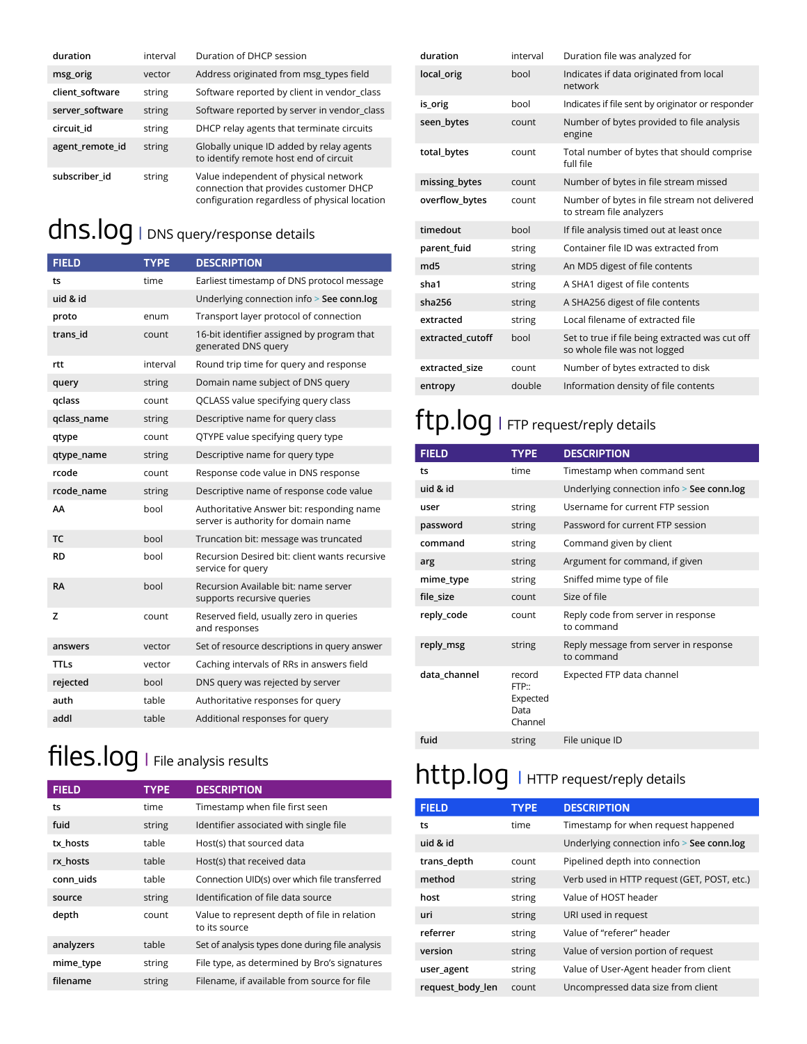| | | |
|---|---|---|
| duration | interval | Duration of DHCP session |
| msg_orig | vector | Address originated from msg_types field |
| client_software | string | Software reported by client in vendor_class |
| server_software | string | Software reported by server in vendor_class |
| circuit_id | string | DHCP relay agents that terminate circuits |
| agent_remote_id | string | Globally unique ID added by relay agents to identify remote host end of circuit |
| subscriber_id | string | Value independent of physical network connection that provides customer DHCP configuration regardless of physical location |

# dns.log | DNS query/response details

| FIELD | TYPE | DESCRIPTION |
|---|---|---|
| ts | time | Earliest timestamp of DNS protocol message |
| uid & id | | Underlying connection info > See conn.log |
| proto | enum | Transport layer protocol of connection |
| trans_id | count | 16-bit identifier assigned by program that generated DNS query |
| rtt | interval | Round trip time for query and response |
| query | string | Domain name subject of DNS query |
| qclass | count | QCLASS value specifying query class |
| qclass_name | string | Descriptive name for query class |
| qtype | count | QTYPE value specifying query type |
| qtype_name | string | Descriptive name for query type |
| rcode | count | Response code value in DNS response |
| rcode_name | string | Descriptive name of response code value |
| AA | bool | Authoritative Answer bit: responding name server is authority for domain name |
| TC | bool | Truncation bit: message was truncated |
| RD | bool | Recursion Desired bit: client wants recursive service for query |
| RA | bool | Recursion Available bit: name server supports recursive queries |
| Z | count | Reserved field, usually zero in queries and responses |
| answers | vector | Set of resource descriptions in query answer |
| TTLs | vector | Caching intervals of RRs in answers field |
| rejected | bool | DNS query was rejected by server |
| auth | table | Authoritative responses for query |
| addl | table | Additional responses for query |

# files.log | File analysis results

| FIELD | TYPE | DESCRIPTION |
|---|---|---|
| ts | time | Timestamp when file first seen |
| fuid | string | Identifier associated with single file |
| tx_hosts | table | Host(s) that sourced data |
| rx_hosts | table | Host(s) that received data |
| conn_uids | table | Connection UID(s) over which file transferred |
| source | string | Identification of file data source |
| depth | count | Value to represent depth of file in relation to its source |
| analyzers | table | Set of analysis types done during file analysis |
| mime_type | string | File type, as determined by Bro's signatures |
| filename | string | Filename, if available from source for file |
| duration | interval | Duration file was analyzed for |
| local_orig | bool | Indicates if data originated from local network |
| is_orig | bool | Indicates if file sent by originator or responder |
| seen_bytes | count | Number of bytes provided to file analysis engine |
| total_bytes | count | Total number of bytes that should comprise full file |
| missing_bytes | count | Number of bytes in file stream missed |
| overflow_bytes | count | Number of bytes in file stream not delivered to stream file analyzers |
| timedout | bool | If file analysis timed out at least once |
| parent_fuid | string | Container file ID was extracted from |
| md5 | string | An MD5 digest of file contents |
| sha1 | string | A SHA1 digest of file contents |
| sha256 | string | A SHA256 digest of file contents |
| extracted | string | Local filename of extracted file |
| extracted_cutoff | bool | Set to true if file being extracted was cut off so whole file was not logged |
| extracted_size | count | Number of bytes extracted to disk |
| entropy | double | Information density of file contents |

# ftp.log | FTP request/reply details

| FIELD | TYPE | DESCRIPTION |
|---|---|---|
| ts | time | Timestamp when command sent |
| uid & id | | Underlying connection info > See conn.log |
| user | string | Username for current FTP session |
| password | string | Password for current FTP session |
| command | string | Command given by client |
| arg | string | Argument for command, if given |
| mime_type | string | Sniffed mime type of file |
| file_size | count | Size of file |
| reply_code | count | Reply code from server in response to command |
| reply_msg | string | Reply message from server in response to command |
| data_channel | record FTP:: Expected Data Channel | Expected FTP data channel |
| fuid | string | File unique ID |

# http.log | HTTP request/reply details

| FIELD | TYPE | DESCRIPTION |
|---|---|---|
| ts | time | Timestamp for when request happened |
| uid & id | | Underlying connection info > See conn.log |
| trans_depth | count | Pipelined depth into connection |
| method | string | Verb used in HTTP request (GET, POST, etc.) |
| host | string | Value of HOST header |
| uri | string | URI used in request |
| referrer | string | Value of "referer" header |
| version | string | Value of version portion of request |
| user_agent | string | Value of User-Agent header from client |
| request_body_len | count | Uncompressed data size from client |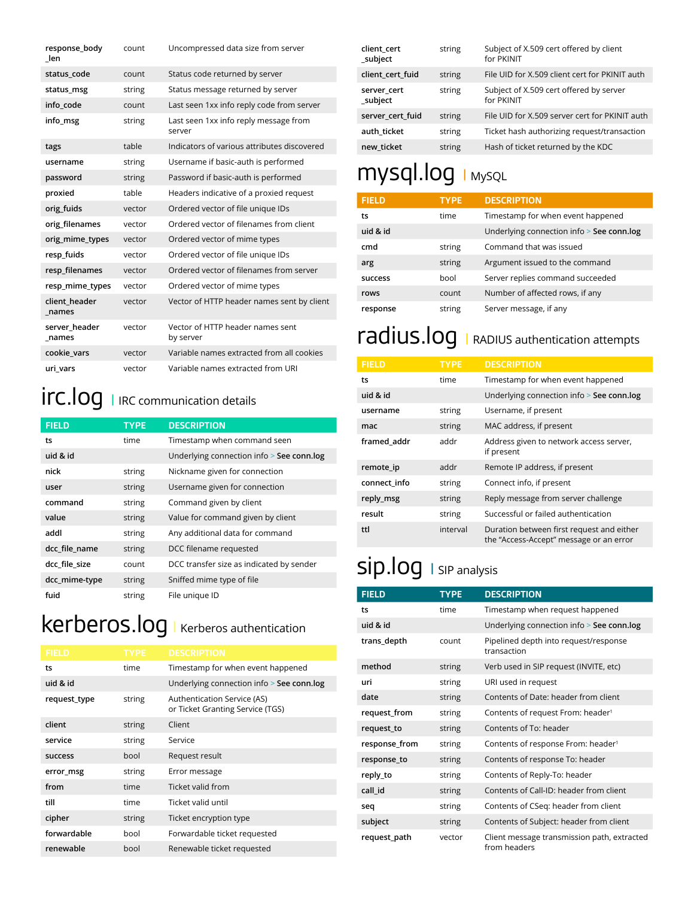| | | |
|---|---|---|
| response_body_len | count | Uncompressed data size from server |
| status_code | count | Status code returned by server |
| status_msg | string | Status message returned by server |
| info_code | count | Last seen 1xx info reply code from server |
| info_msg | string | Last seen 1xx info reply message from server |
| tags | table | Indicators of various attributes discovered |
| username | string | Username if basic-auth is performed |
| password | string | Password if basic-auth is performed |
| proxied | table | Headers indicative of a proxied request |
| orig_fuids | vector | Ordered vector of file unique IDs |
| orig_filenames | vector | Ordered vector of filenames from client |
| orig_mime_types | vector | Ordered vector of mime types |
| resp_fuids | vector | Ordered vector of file unique IDs |
| resp_filenames | vector | Ordered vector of filenames from server |
| resp_mime_types | vector | Ordered vector of mime types |
| client_header_names | vector | Vector of HTTP header names sent by client |
| server_header_names | vector | Vector of HTTP header names sent by server |
| cookie_vars | vector | Variable names extracted from all cookies |
| uri_vars | vector | Variable names extracted from URI |

## irc.log | IRC communication details

| FIELD | TYPE | DESCRIPTION |
|---|---|---|
| ts | time | Timestamp when command seen |
| uid & id | | Underlying connection info > See conn.log |
| nick | string | Nickname given for connection |
| user | string | Username given for connection |
| command | string | Command given by client |
| value | string | Value for command given by client |
| addl | string | Any additional data for command |
| dcc_file_name | string | DCC filename requested |
| dcc_file_size | count | DCC transfer size as indicated by sender |
| dcc_mime-type | string | Sniffed mime type of file |
| fuid | string | File unique ID |

## kerberos.log | Kerberos authentication

| FIELD | TYPE | DESCRIPTION |
|---|---|---|
| ts | time | Timestamp for when event happened |
| uid & id | | Underlying connection info > See conn.log |
| request_type | string | Authentication Service (AS) or Ticket Granting Service (TGS) |
| client | string | Client |
| service | string | Service |
| success | bool | Request result |
| error_msg | string | Error message |
| from | time | Ticket valid from |
| till | time | Ticket valid until |
| cipher | string | Ticket encryption type |
| forwardable | bool | Forwardable ticket requested |
| renewable | bool | Renewable ticket requested |
| client_cert_subject | string | Subject of X.509 cert offered by client for PKINIT |
| client_cert_fuid | string | File UID for X.509 client cert for PKINIT auth |
| server_cert_subject | string | Subject of X.509 cert offered by server for PKINIT |
| server_cert_fuid | string | File UID for X.509 server cert for PKINIT auth |
| auth_ticket | string | Ticket hash authorizing request/transaction |
| new_ticket | string | Hash of ticket returned by the KDC |

## mysql.log | MySQL

| FIELD | TYPE | DESCRIPTION |
|---|---|---|
| ts | time | Timestamp for when event happened |
| uid & id | | Underlying connection info > See conn.log |
| cmd | string | Command that was issued |
| arg | string | Argument issued to the command |
| success | bool | Server replies command succeeded |
| rows | count | Number of affected rows, if any |
| response | string | Server message, if any |

## radius.log | RADIUS authentication attempts

| FIELD | TYPE | DESCRIPTION |
|---|---|---|
| ts | time | Timestamp for when event happened |
| uid & id | | Underlying connection info > See conn.log |
| username | string | Username, if present |
| mac | string | MAC address, if present |
| framed_addr | addr | Address given to network access server, if present |
| remote_ip | addr | Remote IP address, if present |
| connect_info | string | Connect info, if present |
| reply_msg | string | Reply message from server challenge |
| result | string | Successful or failed authentication |
| ttl | interval | Duration between first request and either the "Access-Accept" message or an error |

## sip.log | SIP analysis

| FIELD | TYPE | DESCRIPTION |
|---|---|---|
| ts | time | Timestamp when request happened |
| uid & id | | Underlying connection info > See conn.log |
| trans_depth | count | Pipelined depth into request/response transaction |
| method | string | Verb used in SIP request (INVITE, etc) |
| uri | string | URI used in request |
| date | string | Contents of Date: header from client |
| request_from | string | Contents of request From: header[1] |
| request_to | string | Contents of To: header |
| response_from | string | Contents of response From: header[1] |
| response_to | string | Contents of response To: header |
| reply_to | string | Contents of Reply-To: header |
| call_id | string | Contents of Call-ID: header from client |
| seq | string | Contents of CSeq: header from client |
| subject | string | Contents of Subject: header from client |
| request_path | vector | Client message transmission path, extracted from headers |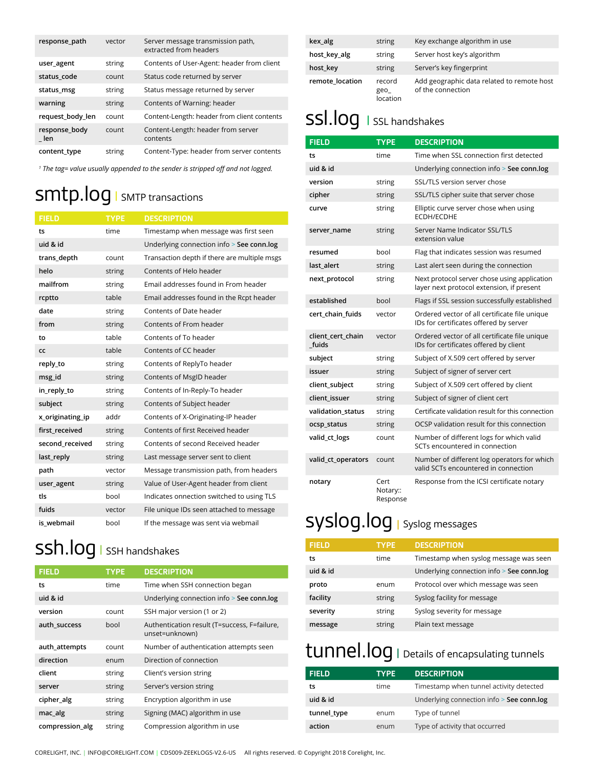| | | |
|---|---|---|
| **response_path** | vector | Server message transmission path, extracted from headers |
| **user_agent** | string | Contents of User-Agent: header from client |
| **status_code** | count | Status code returned by server |
| **status_msg** | string | Status message returned by server |
| **warning** | string | Contents of Warning: header |
| **request_body_len** | count | Content-Length: header from client contents |
| **response_body_len** | count | Content-Length: header from server contents |
| **content_type** | string | Content-Type: header from server contents |

[1] *The tag= value usually appended to the sender is stripped off and not logged.*

# smtp.log | SMTP transactions

| FIELD | TYPE | DESCRIPTION |
|---|---|---|
| **ts** | time | Timestamp when message was first seen |
| **uid & id** | | Underlying connection info > **See conn.log** |
| **trans_depth** | count | Transaction depth if there are multiple msgs |
| **helo** | string | Contents of Helo header |
| **mailfrom** | string | Email addresses found in From header |
| **rcptto** | table | Email addresses found in the Rcpt header |
| **date** | string | Contents of Date header |
| **from** | string | Contents of From header |
| **to** | table | Contents of To header |
| **cc** | table | Contents of CC header |
| **reply_to** | string | Contents of ReplyTo header |
| **msg_id** | string | Contents of MsgID header |
| **in_reply_to** | string | Contents of In-Reply-To header |
| **subject** | string | Contents of Subject header |
| **x_originating_ip** | addr | Contents of X-Originating-IP header |
| **first_received** | string | Contents of first Received header |
| **second_received** | string | Contents of second Received header |
| **last_reply** | string | Last message server sent to client |
| **path** | vector | Message transmission path, from headers |
| **user_agent** | string | Value of User-Agent header from client |
| **tls** | bool | Indicates onnection switched to using TLS |
| **fuids** | vector | File unique IDs seen attached to message |
| **is_webmail** | bool | If the message was sent via webmail |

# ssh.log | SSH handshakes

| FIELD | TYPE | DESCRIPTION |
|---|---|---|
| **ts** | time | Time when SSH connection began |
| **uid & id** | | Underlying connection info > **See conn.log** |
| **version** | count | SSH major version (1 or 2) |
| **auth_success** | bool | Authentication result (T=success, F=failure, unset=unknown) |
| **auth_attempts** | count | Number of authentication attempts seen |
| **direction** | enum | Direction of connection |
| **client** | string | Client's version string |
| **server** | string | Server's version string |
| **cipher_alg** | string | Encryption algorithm in use |
| **mac_alg** | string | Signing (MAC) algorithm in use |
| **compression_alg** | string | Compression algorithm in use |
| **kex_alg** | string | Key exchange algorithm in use |
| **host_key_alg** | string | Server host key's algorithm |
| **host_key** | string | Server's key fingerprint |
| **remote_location** | record geo_location | Add geographic data related to remote host of the connection |

# ssl.log | SSL handshakes

| FIELD | TYPE | DESCRIPTION |
|---|---|---|
| **ts** | time | Time when SSL connection first detected |
| **uid & id** | | Underlying connection info > **See conn.log** |
| **version** | string | SSL/TLS version server chose |
| **cipher** | string | SSL/TLS cipher suite that server chose |
| **curve** | string | Elliptic curve server chose when using ECDH/ECDHE |
| **server_name** | string | Server Name Indicator SSL/TLS extension value |
| **resumed** | bool | Flag that indicates session was resumed |
| **last_alert** | string | Last alert seen during the connection |
| **next_protocol** | string | Next protocol server chose using application layer next protocol extension, if present |
| **established** | bool | Flags if SSL session successfully established |
| **cert_chain_fuids** | vector | Ordered vector of all certificate file unique IDs for certificates offered by server |
| **client_cert_chain_fuids** | vector | Ordered vector of all certificate file unique IDs for certificates offered by client |
| **subject** | string | Subject of X.509 cert offered by server |
| **issuer** | string | Subject of signer of server cert |
| **client_subject** | string | Subject of X.509 cert offered by client |
| **client_issuer** | string | Subject of signer of client cert |
| **validation_status** | string | Certificate validation result for this connection |
| **ocsp_status** | string | OCSP validation result for this connection |
| **valid_ct_logs** | count | Number of different logs for which valid SCTs encountered in connection |
| **valid_ct_operators** | count | Number of different log operators for which valid SCTs encountered in connection |
| **notary** | Cert Notary::Response | Response from the ICSI certificate notary |

# syslog.log | Syslog messages

| FIELD | TYPE | DESCRIPTION |
|---|---|---|
| **ts** | time | Timestamp when syslog message was seen |
| **uid & id** | | Underlying connection info > **See conn.log** |
| **proto** | enum | Protocol over which message was seen |
| **facility** | string | Syslog facility for message |
| **severity** | string | Syslog severity for message |
| **message** | string | Plain text message |

# tunnel.log | Details of encapsulating tunnels

| FIELD | TYPE | DESCRIPTION |
|---|---|---|
| **ts** | time | Timestamp when tunnel activity detected |
| **uid & id** | | Underlying connection info > **See conn.log** |
| **tunnel_type** | enum | Type of tunnel |
| **action** | enum | Type of activity that occurred |

CORELIGHT, INC. | INFO@CORELIGHT.COM | CDS009-ZEEKLOGS-V2.6-US All rights reserved. © Copyright 2018 Corelight, Inc.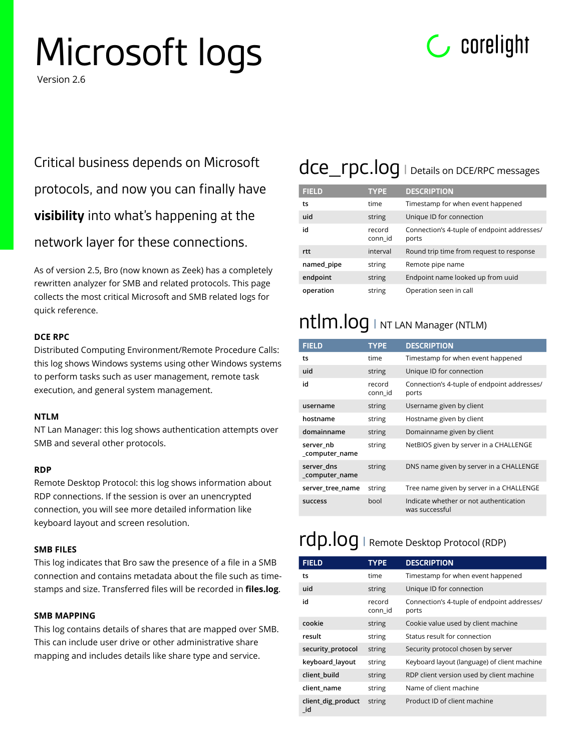# Microsoft logs

Version 2.6

corelight

Critical business depends on Microsoft protocols, and now you can finally have **visibility** into what's happening at the network layer for these connections.

As of version 2.5, Bro (now known as Zeek) has a completely rewritten analyzer for SMB and related protocols. This page collects the most critical Microsoft and SMB related logs for quick reference.

#### DCE RPC

Distributed Computing Environment/Remote Procedure Calls: this log shows Windows systems using other Windows systems to perform tasks such as user management, remote task execution, and general system management.

#### NTLM

NT Lan Manager: this log shows authentication attempts over SMB and several other protocols.

#### RDP

Remote Desktop Protocol: this log shows information about RDP connections. If the session is over an unencrypted connection, you will see more detailed information like keyboard layout and screen resolution.

#### SMB FILES

This log indicates that Bro saw the presence of a file in a SMB connection and contains metadata about the file such as time-stamps and size. Transferred files will be recorded in **files.log**.

#### SMB MAPPING

This log contains details of shares that are mapped over SMB. This can include user drive or other administrative share mapping and includes details like share type and service.

## dce_rpc.log | Details on DCE/RPC messages

| FIELD | TYPE | DESCRIPTION |
|---|---|---|
| ts | time | Timestamp for when event happened |
| uid | string | Unique ID for connection |
| id | record conn_id | Connection's 4-tuple of endpoint addresses/ports |
| rtt | interval | Round trip time from request to response |
| named_pipe | string | Remote pipe name |
| endpoint | string | Endpoint name looked up from uuid |
| operation | string | Operation seen in call |

## ntlm.log | NT LAN Manager (NTLM)

| FIELD | TYPE | DESCRIPTION |
|---|---|---|
| ts | time | Timestamp for when event happened |
| uid | string | Unique ID for connection |
| id | record conn_id | Connection's 4-tuple of endpoint addresses/ports |
| username | string | Username given by client |
| hostname | string | Hostname given by client |
| domainname | string | Domainname given by client |
| server_nb_computer_name | string | NetBIOS given by server in a CHALLENGE |
| server_dns_computer_name | string | DNS name given by server in a CHALLENGE |
| server_tree_name | string | Tree name given by server in a CHALLENGE |
| success | bool | Indicate whether or not authentication was successful |

## rdp.log | Remote Desktop Protocol (RDP)

| FIELD | TYPE | DESCRIPTION |
|---|---|---|
| ts | time | Timestamp for when event happened |
| uid | string | Unique ID for connection |
| id | record conn_id | Connection's 4-tuple of endpoint addresses/ports |
| cookie | string | Cookie value used by client machine |
| result | string | Status result for connection |
| security_protocol | string | Security protocol chosen by server |
| keyboard_layout | string | Keyboard layout (language) of client machine |
| client_build | string | RDP client version used by client machine |
| client_name | string | Name of client machine |
| client_dig_product_id | string | Product ID of client machine |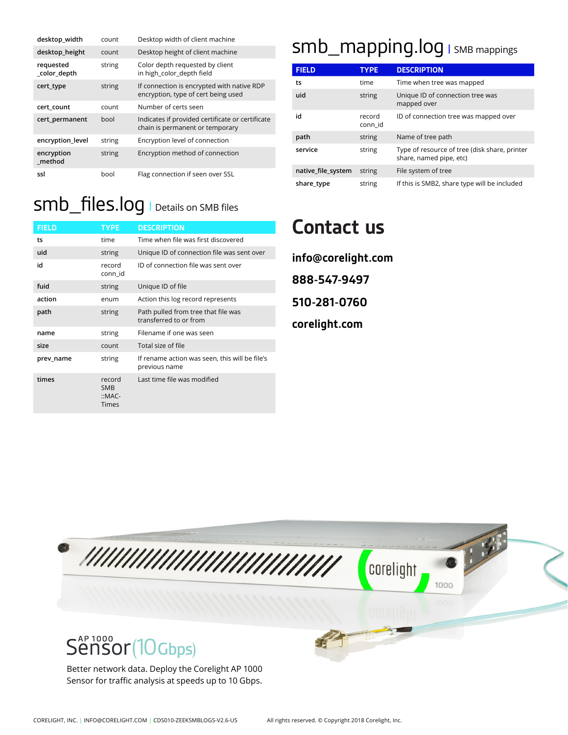| | | |
|---|---|---|
| **desktop_width** | count | Desktop width of client machine |
| **desktop_height** | count | Desktop height of client machine |
| **requested _color_depth** | string | Color depth requested by client in high_color_depth field |
| **cert_type** | string | If connection is encrypted with native RDP encryption, type of cert being used |
| **cert_count** | count | Number of certs seen |
| **cert_permanent** | bool | Indicates if provided certificate or certificate chain is permanent or temporary |
| **encryption_level** | string | Encryption level of connection |
| **encryption _method** | string | Encryption method of connection |
| **ssl** | bool | Flag connection if seen over SSL |

# smb_files.log | Details on SMB files

| FIELD | TYPE | DESCRIPTION |
|---|---|---|
| **ts** | time | Time when file was first discovered |
| **uid** | string | Unique ID of connection file was sent over |
| **id** | record conn_id | ID of connection file was sent over |
| **fuid** | string | Unique ID of file |
| **action** | enum | Action this log record represents |
| **path** | string | Path pulled from tree that file was transferred to or from |
| **name** | string | Filename if one was seen |
| **size** | count | Total size of file |
| **prev_name** | string | If rename action was seen, this will be file's previous name |
| **times** | record SMB ::MAC-Times | Last time file was modified |

# smb_mapping.log | SMB mappings

| FIELD | TYPE | DESCRIPTION |
|---|---|---|
| **ts** | time | Time when tree was mapped |
| **uid** | string | Unique ID of connection tree was mapped over |
| **id** | record conn_id | ID of connection tree was mapped over |
| **path** | string | Name of tree path |
| **service** | string | Type of resource of tree (disk share, printer share, named pipe, etc) |
| **native_file_system** | string | File system of tree |
| **share_type** | string | If this is SMB2, share type will be included |

# Contact us

**info@corelight.com**

**888-547-9497**

**510-281-0760**

**corelight.com**

AP 1000 Sensor (10 Gbps)

Better network data. Deploy the Corelight AP 1000 Sensor for traffic analysis at speeds up to 10 Gbps.

CORELIGHT, INC. | INFO@CORELIGHT.COM | CDS010-ZEEKSMBLOGS-V2.6-US All rights reserved. © Copyright 2018 Corelight, Inc.